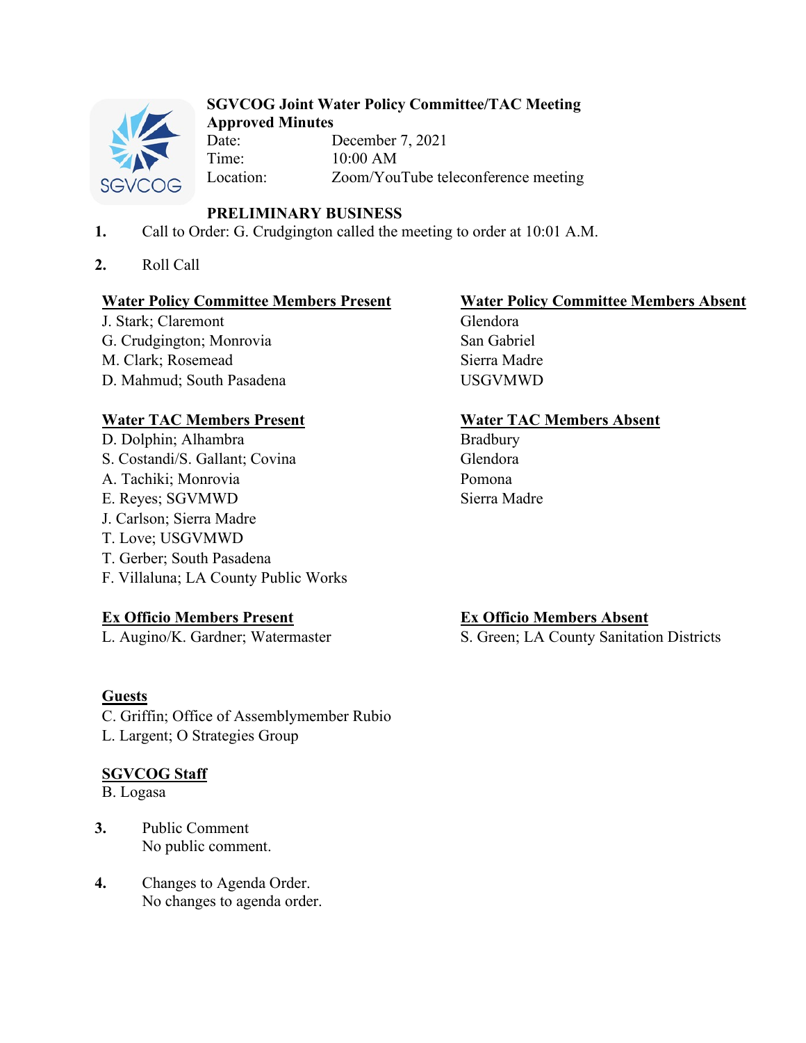# SGVCOG Joint Water Policy Committee/TAC Meeting
## Approved Minutes

Date: December 7, 2021
Time: 10:00 AM
Location: Zoom/YouTube teleconference meeting

### PRELIMINARY BUSINESS

1. Call to Order: G. Crudgington called the meeting to order at 10:01 A.M.

2. Roll Call

**Water Policy Committee Members Present**
J. Stark; Claremont
G. Crudgington; Monrovia
M. Clark; Rosemead
D. Mahmud; South Pasadena

**Water Policy Committee Members Absent**
Glendora
San Gabriel
Sierra Madre
USGVMWD

**Water TAC Members Present**
D. Dolphin; Alhambra
S. Costandi/S. Gallant; Covina
A. Tachiki; Monrovia
E. Reyes; SGVMWD
J. Carlson; Sierra Madre
T. Love; USGVMWD
T. Gerber; South Pasadena
F. Villaluna; LA County Public Works

**Water TAC Members Absent**
Bradbury
Glendora
Pomona
Sierra Madre

**Ex Officio Members Present**
L. Augino/K. Gardner; Watermaster

**Ex Officio Members Absent**
S. Green; LA County Sanitation Districts

**Guests**
C. Griffin; Office of Assemblymember Rubio
L. Largent; O Strategies Group

**SGVCOG Staff**
B. Logasa

3. Public Comment
No public comment.

4. Changes to Agenda Order.
No changes to agenda order.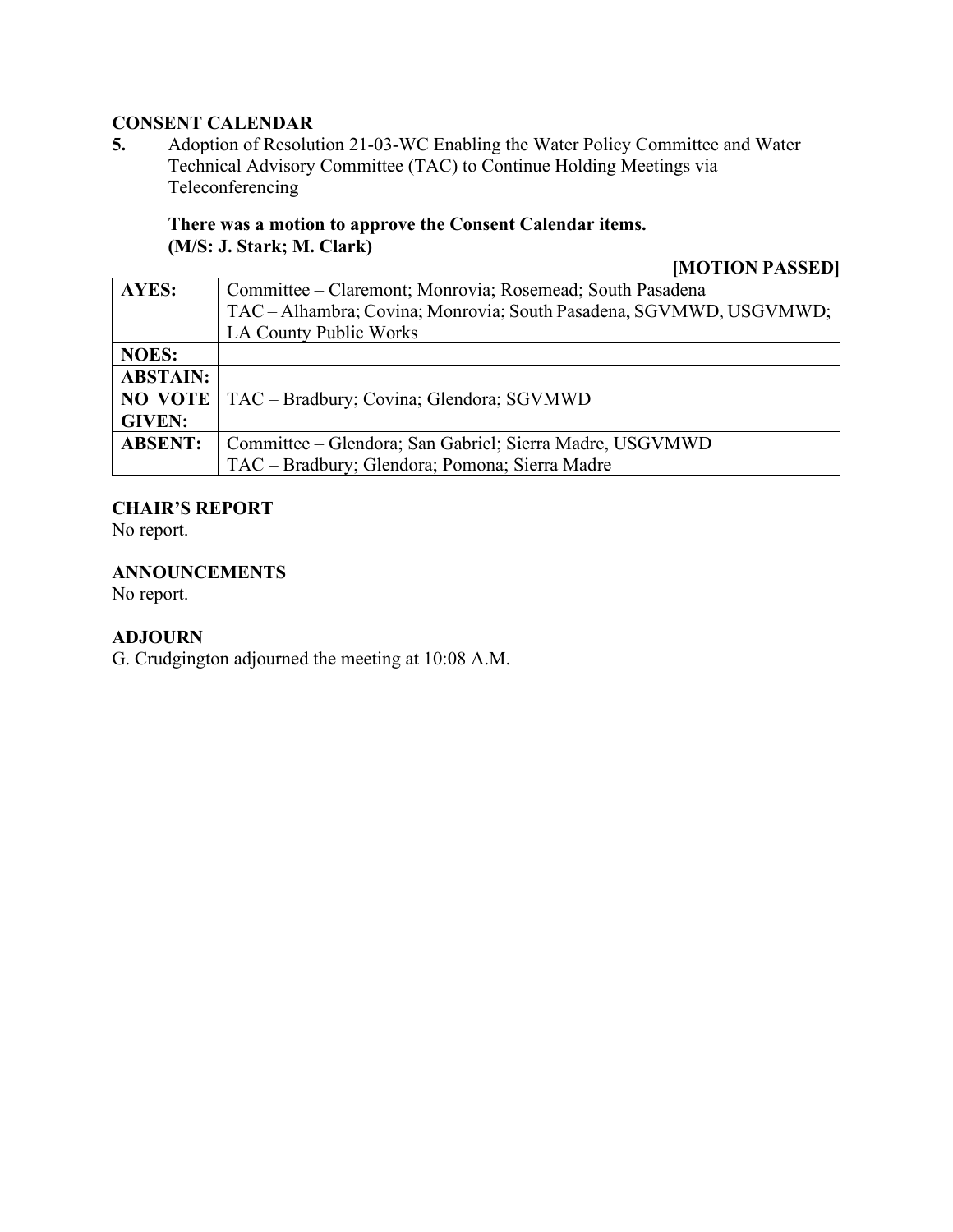**CONSENT CALENDAR**

**5.** Adoption of Resolution 21-03-WC Enabling the Water Policy Committee and Water Technical Advisory Committee (TAC) to Continue Holding Meetings via Teleconferencing

**There was a motion to approve the Consent Calendar items.**
**(M/S: J. Stark; M. Clark)**

**[MOTION PASSED]**

| | |
|---|---|
| **AYES:** | Committee – Claremont; Monrovia; Rosemead; South Pasadena<br>TAC – Alhambra; Covina; Monrovia; South Pasadena, SGVMWD, USGVMWD; LA County Public Works |
| **NOES:** | |
| **ABSTAIN:** | |
| **NO VOTE GIVEN:** | TAC – Bradbury; Covina; Glendora; SGVMWD |
| **ABSENT:** | Committee – Glendora; San Gabriel; Sierra Madre, USGVMWD<br>TAC – Bradbury; Glendora; Pomona; Sierra Madre |

**CHAIR'S REPORT**

No report.

**ANNOUNCEMENTS**

No report.

**ADJOURN**

G. Crudgington adjourned the meeting at 10:08 A.M.